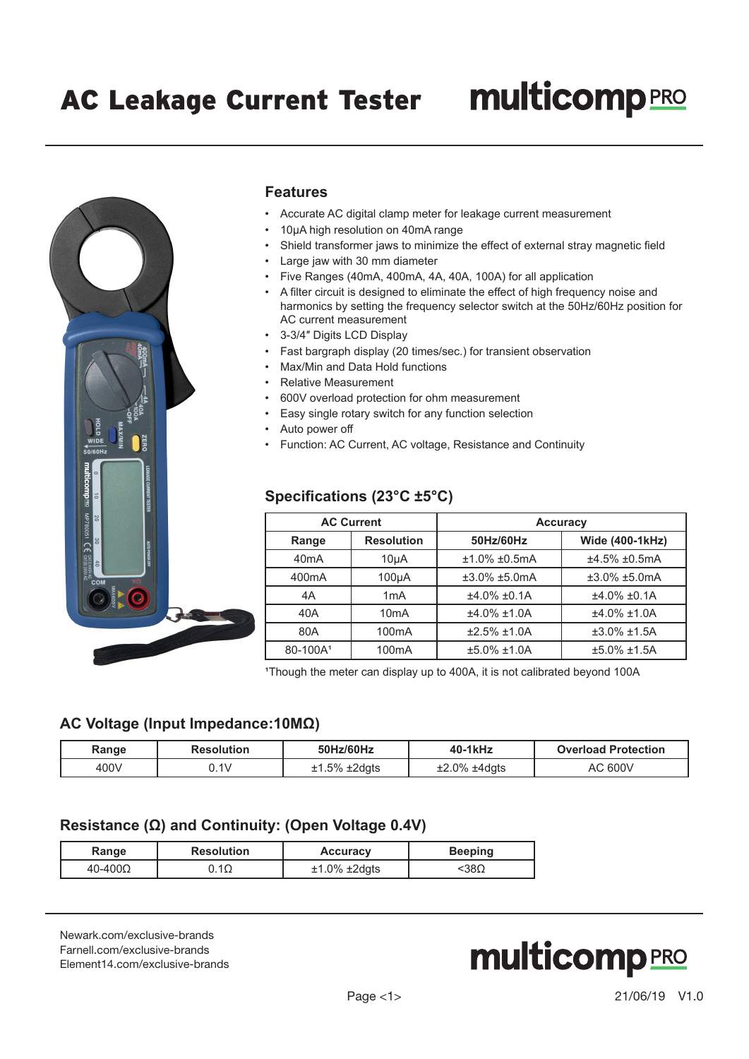# AC Leakage Current Tester

multicomp PRO

## Features

- Accurate AC digital clamp meter for leakage current measurement
- 10μA high resolution on 40mA range
- Shield transformer jaws to minimize the effect of external stray magnetic field
- Large jaw with 30 mm diameter
- Five Ranges (40mA, 400mA, 4A, 40A, 100A) for all application
- A filter circuit is designed to eliminate the effect of high frequency noise and harmonics by setting the frequency selector switch at the 50Hz/60Hz position for AC current measurement
- 3-3/4″ Digits LCD Display
- Fast bargraph display (20 times/sec.) for transient observation
- Max/Min and Data Hold functions
- Relative Measurement
- 600V overload protection for ohm measurement
- Easy single rotary switch for any function selection
- Auto power off
- Function: AC Current, AC voltage, Resistance and Continuity

## Specifications (23°C ±5°C)

| AC Current | | Accuracy | |
|---|---|---|---|
| Range | Resolution | 50Hz/60Hz | Wide (400-1kHz) |
| 40mA | 10μA | ±1.0% ±0.5mA | ±4.5% ±0.5mA |
| 400mA | 100μA | ±3.0% ±5.0mA | ±3.0% ±5.0mA |
| 4A | 1mA | ±4.0% ±0.1A | ±4.0% ±0.1A |
| 40A | 10mA | ±4.0% ±1.0A | ±4.0% ±1.0A |
| 80A | 100mA | ±2.5% ±1.0A | ±3.0% ±1.5A |
| 80-100A[1] | 100mA | ±5.0% ±1.0A | ±5.0% ±1.5A |

[1]Though the meter can display up to 400A, it is not calibrated beyond 100A

## AC Voltage (Input Impedance:10MΩ)

| Range | Resolution | 50Hz/60Hz | 40-1kHz | Overload Protection |
|---|---|---|---|---|
| 400V | 0.1V | ±1.5% ±2dgts | ±2.0% ±4dgts | AC 600V |

## Resistance (Ω) and Continuity: (Open Voltage 0.4V)

| Range | Resolution | Accuracy | Beeping |
|---|---|---|---|
| 40-400Ω | 0.1Ω | ±1.0% ±2dgts | <38Ω |

Newark.com/exclusive-brands
Farnell.com/exclusive-brands
Element14.com/exclusive-brands

multicomp PRO

21/06/19 V1.0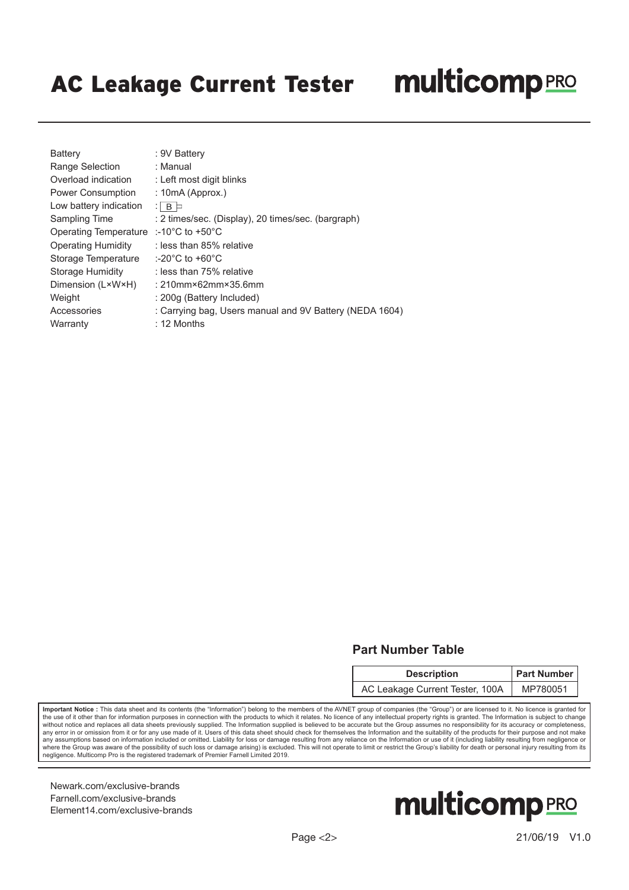# AC Leakage Current Tester

| | |
|---|---|
| Battery | : 9V Battery |
| Range Selection | : Manual |
| Overload indication | : Left most digit blinks |
| Power Consumption | : 10mA (Approx.) |
| Low battery indication | : B |
| Sampling Time | : 2 times/sec. (Display), 20 times/sec. (bargraph) |
| Operating Temperature | :-10°C to +50°C |
| Operating Humidity | : less than 85% relative |
| Storage Temperature | :-20°C to +60°C |
| Storage Humidity | : less than 75% relative |
| Dimension (L×W×H) | : 210mm×62mm×35.6mm |
| Weight | : 200g (Battery Included) |
| Accessories | : Carrying bag, Users manual and 9V Battery (NEDA 1604) |
| Warranty | : 12 Months |

## Part Number Table

| Description | Part Number |
|---|---|
| AC Leakage Current Tester, 100A | MP780051 |

**Important Notice :** This data sheet and its contents (the "Information") belong to the members of the AVNET group of companies (the "Group") or are licensed to it. No licence is granted for the use of it other than for information purposes in connection with the products to which it relates. No licence of any intellectual property rights is granted. The Information is subject to change without notice and replaces all data sheets previously supplied. The Information supplied is believed to be accurate but the Group assumes no responsibility for its accuracy or completeness, any error in or omission from it or for any use made of it. Users of this data sheet should check for themselves the Information and the suitability of the products for their purpose and not make any assumptions based on information included or omitted. Liability for loss or damage resulting from any reliance on the Information or use of it (including liability resulting from negligence or where the Group was aware of the possibility of such loss or damage arising) is excluded. This will not operate to limit or restrict the Group's liability for death or personal injury resulting from its negligence. Multicomp Pro is the registered trademark of Premier Farnell Limited 2019.

Newark.com/exclusive-brands
Farnell.com/exclusive-brands
Element14.com/exclusive-brands

21/06/19 V1.0